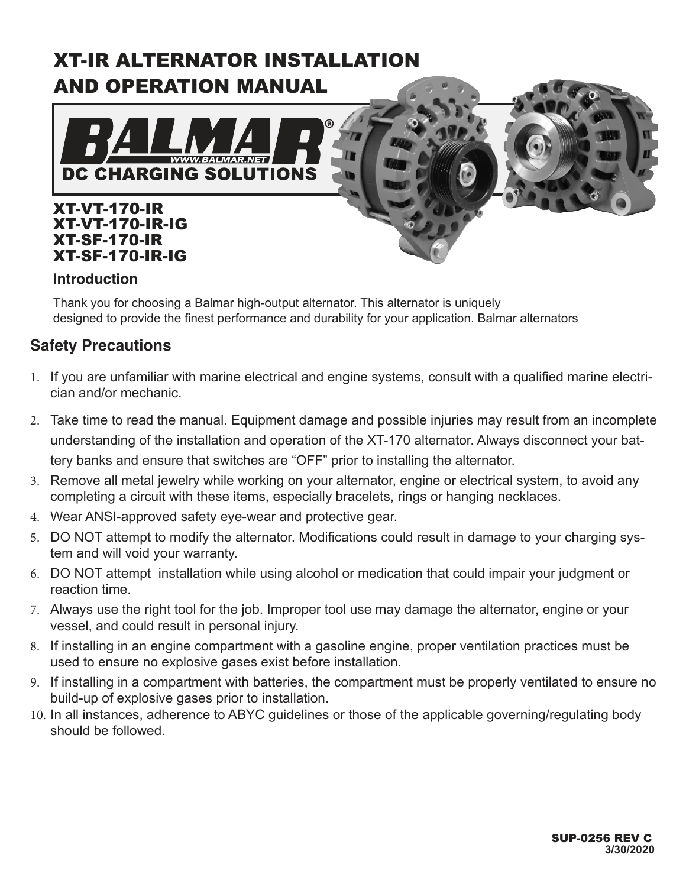# XT-IR ALTERNATOR INSTALLATION AND OPERATION MANUAL

BALMAR®
WWW.BALMAR.NET
DC CHARGING SOLUTIONS

## XT-VT-170-IR
## XT-VT-170-IR-IG
## XT-SF-170-IR
## XT-SF-170-IR-IG

### Introduction

Thank you for choosing a Balmar high-output alternator. This alternator is uniquely designed to provide the finest performance and durability for your application. Balmar alternators

## Safety Precautions

1. If you are unfamiliar with marine electrical and engine systems, consult with a qualified marine electrician and/or mechanic.
2. Take time to read the manual. Equipment damage and possible injuries may result from an incomplete understanding of the installation and operation of the XT-170 alternator. Always disconnect your battery banks and ensure that switches are "OFF" prior to installing the alternator.
3. Remove all metal jewelry while working on your alternator, engine or electrical system, to avoid any completing a circuit with these items, especially bracelets, rings or hanging necklaces.
4. Wear ANSI-approved safety eye-wear and protective gear.
5. DO NOT attempt to modify the alternator. Modifications could result in damage to your charging system and will void your warranty.
6. DO NOT attempt installation while using alcohol or medication that could impair your judgment or reaction time.
7. Always use the right tool for the job. Improper tool use may damage the alternator, engine or your vessel, and could result in personal injury.
8. If installing in an engine compartment with a gasoline engine, proper ventilation practices must be used to ensure no explosive gases exist before installation.
9. If installing in a compartment with batteries, the compartment must be properly ventilated to ensure no build-up of explosive gases prior to installation.
10. In all instances, adherence to ABYC guidelines or those of the applicable governing/regulating body should be followed.

SUP-0256 REV C
3/30/2020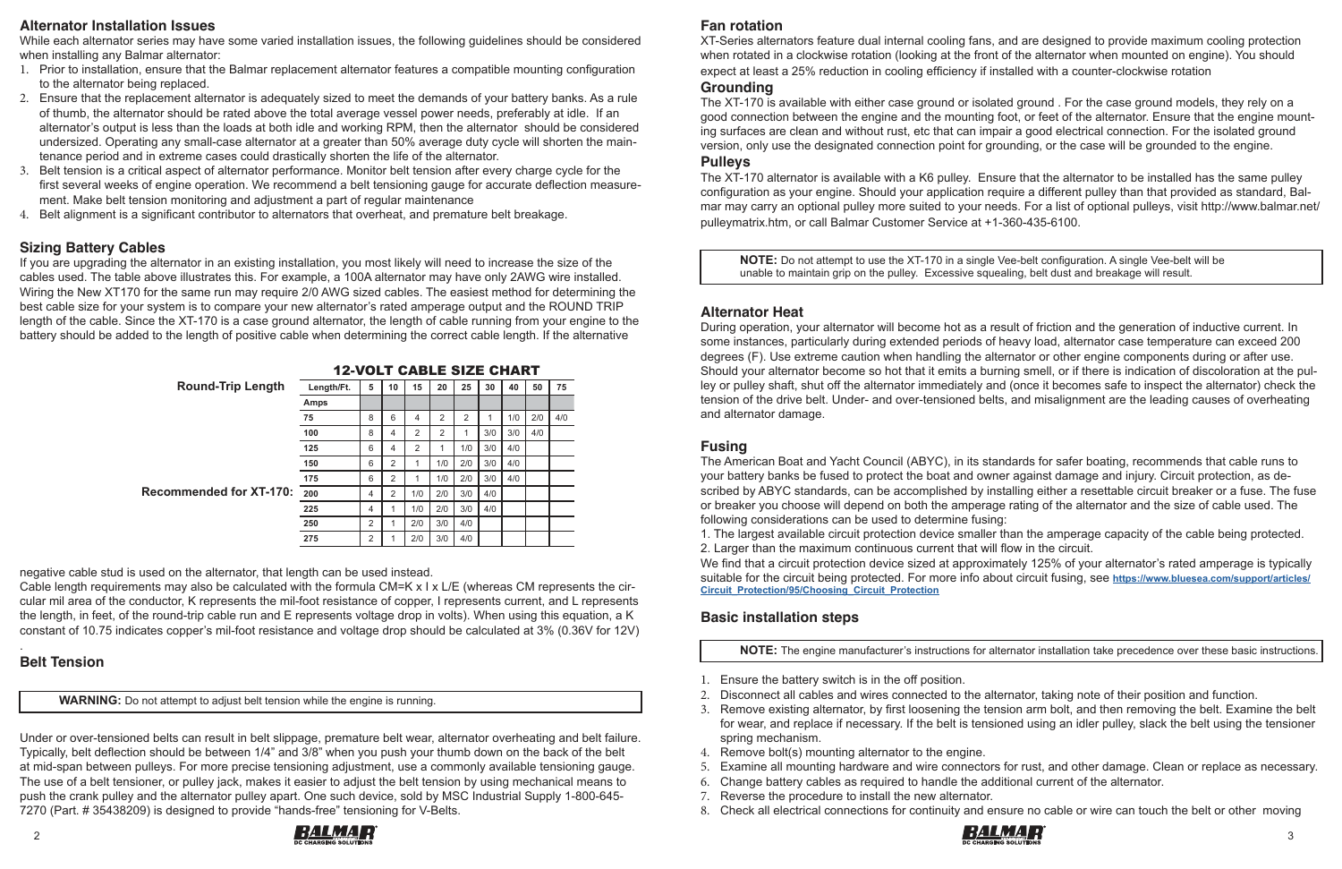## Alternator Installation Issues

While each alternator series may have some varied installation issues, the following guidelines should be considered when installing any Balmar alternator:

1. Prior to installation, ensure that the Balmar replacement alternator features a compatible mounting configuration to the alternator being replaced.
2. Ensure that the replacement alternator is adequately sized to meet the demands of your battery banks. As a rule of thumb, the alternator should be rated above the total average vessel power needs, preferably at idle. If an alternator's output is less than the loads at both idle and working RPM, then the alternator should be considered undersized. Operating any small-case alternator at a greater than 50% average duty cycle will shorten the maintenance period and in extreme cases could drastically shorten the life of the alternator.
3. Belt tension is a critical aspect of alternator performance. Monitor belt tension after every charge cycle for the first several weeks of engine operation. We recommend a belt tensioning gauge for accurate deflection measurement. Make belt tension monitoring and adjustment a part of regular maintenance
4. Belt alignment is a significant contributor to alternators that overheat, and premature belt breakage.

## Sizing Battery Cables

If you are upgrading the alternator in an existing installation, you most likely will need to increase the size of the cables used. The table above illustrates this. For example, a 100A alternator may have only 2AWG wire installed. Wiring the New XT170 for the same run may require 2/0 AWG sized cables. The easiest method for determining the best cable size for your system is to compare your new alternator's rated amperage output and the ROUND TRIP length of the cable. Since the XT-170 is a case ground alternator, the length of cable running from your engine to the battery should be added to the length of positive cable when determining the correct cable length. If the alternative negative cable stud is used on the alternator, that length can be used instead.

**12-VOLT CABLE SIZE CHART**

Round-Trip Length

| Length/Ft. | 5 | 10 | 15 | 20 | 25 | 30 | 40 | 50 | 75 |
|---|---|---|---|---|---|---|---|---|---|
| Amps | | | | | | | | | |
| 75 | 8 | 6 | 4 | 2 | 2 | 1 | 1/0 | 2/0 | 4/0 |
| 100 | 8 | 4 | 2 | 2 | 1 | 3/0 | 3/0 | 4/0 | |
| 125 | 6 | 4 | 2 | 1 | 1/0 | 3/0 | 4/0 | | |
| 150 | 6 | 2 | 1 | 1/0 | 2/0 | 3/0 | 4/0 | | |
| 175 | 6 | 2 | 1 | 1/0 | 2/0 | 3/0 | 4/0 | | |
| 200 (Recommended for XT-170) | 4 | 2 | 1/0 | 2/0 | 3/0 | 4/0 | | | |
| 225 | 4 | 1 | 1/0 | 2/0 | 3/0 | 4/0 | | | |
| 250 | 2 | 1 | 2/0 | 3/0 | 4/0 | | | | |
| 275 | 2 | 1 | 2/0 | 3/0 | 4/0 | | | | |

Cable length requirements may also be calculated with the formula CM=K x I x L/E (whereas CM represents the circular mil area of the conductor, K represents the mil-foot resistance of copper, I represents current, and L represents the length, in feet, of the round-trip cable run and E represents voltage drop in volts). When using this equation, a K constant of 10.75 indicates copper's mil-foot resistance and voltage drop should be calculated at 3% (0.36V for 12V)

.

## Belt Tension

**WARNING:** Do not attempt to adjust belt tension while the engine is running.

Under or over-tensioned belts can result in belt slippage, premature belt wear, alternator overheating and belt failure. Typically, belt deflection should be between 1/4" and 3/8" when you push your thumb down on the back of the belt at mid-span between pulleys. For more precise tensioning adjustment, use a commonly available tensioning gauge. The use of a belt tensioner, or pulley jack, makes it easier to adjust the belt tension by using mechanical means to push the crank pulley and the alternator pulley apart. One such device, sold by MSC Industrial Supply 1-800-645-7270 (Part. # 35438209) is designed to provide "hands-free" tensioning for V-Belts.

## Fan rotation

XT-Series alternators feature dual internal cooling fans, and are designed to provide maximum cooling protection when rotated in a clockwise rotation (looking at the front of the alternator when mounted on engine). You should expect at least a 25% reduction in cooling efficiency if installed with a counter-clockwise rotation

## Grounding

The XT-170 is available with either case ground or isolated ground . For the case ground models, they rely on a good connection between the engine and the mounting foot, or feet of the alternator. Ensure that the engine mounting surfaces are clean and without rust, etc that can impair a good electrical connection. For the isolated ground version, only use the designated connection point for grounding, or the case will be grounded to the engine.

## Pulleys

The XT-170 alternator is available with a K6 pulley. Ensure that the alternator to be installed has the same pulley configuration as your engine. Should your application require a different pulley than that provided as standard, Balmar may carry an optional pulley more suited to your needs. For a list of optional pulleys, visit http://www.balmar.net/pulleymatrix.htm, or call Balmar Customer Service at +1-360-435-6100.

**NOTE:** Do not attempt to use the XT-170 in a single Vee-belt configuration. A single Vee-belt will be unable to maintain grip on the pulley. Excessive squealing, belt dust and breakage will result.

## Alternator Heat

During operation, your alternator will become hot as a result of friction and the generation of inductive current. In some instances, particularly during extended periods of heavy load, alternator case temperature can exceed 200 degrees (F). Use extreme caution when handling the alternator or other engine components during or after use. Should your alternator become so hot that it emits a burning smell, or if there is indication of discoloration at the pulley or pulley shaft, shut off the alternator immediately and (once it becomes safe to inspect the alternator) check the tension of the drive belt. Under- and over-tensioned belts, and misalignment are the leading causes of overheating and alternator damage.

## Fusing

The American Boat and Yacht Council (ABYC), in its standards for safer boating, recommends that cable runs to your battery banks be fused to protect the boat and owner against damage and injury. Circuit protection, as described by ABYC standards, can be accomplished by installing either a resettable circuit breaker or a fuse. The fuse or breaker you choose will depend on both the amperage rating of the alternator and the size of cable used. The following considerations can be used to determine fusing:

1. The largest available circuit protection device smaller than the amperage capacity of the cable being protected.
2. Larger than the maximum continuous current that will flow in the circuit.

We find that a circuit protection device sized at approximately 125% of your alternator's rated amperage is typically suitable for the circuit being protected. For more info about circuit fusing, see https://www.bluesea.com/support/articles/Circuit_Protection/95/Choosing_Circuit_Protection

## Basic installation steps

**NOTE:** The engine manufacturer's instructions for alternator installation take precedence over these basic instructions.

1. Ensure the battery switch is in the off position.
2. Disconnect all cables and wires connected to the alternator, taking note of their position and function.
3. Remove existing alternator, by first loosening the tension arm bolt, and then removing the belt. Examine the belt for wear, and replace if necessary. If the belt is tensioned using an idler pulley, slack the belt using the tensioner spring mechanism.
4. Remove bolt(s) mounting alternator to the engine.
5. Examine all mounting hardware and wire connectors for rust, and other damage. Clean or replace as necessary.
6. Change battery cables as required to handle the additional current of the alternator.
7. Reverse the procedure to install the new alternator.
8. Check all electrical connections for continuity and ensure no cable or wire can touch the belt or other moving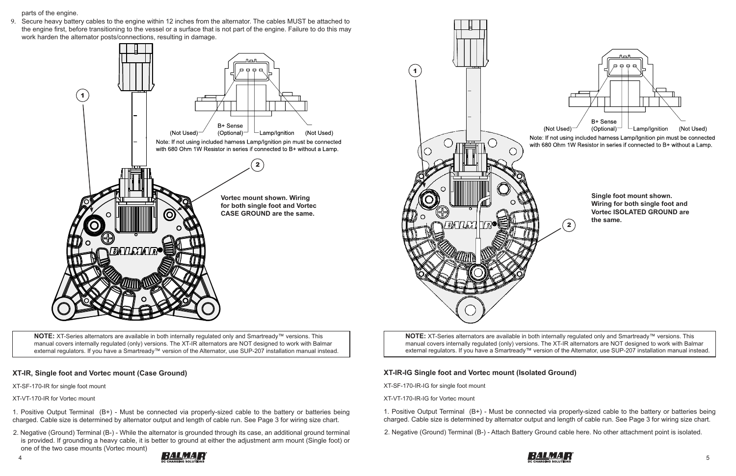parts of the engine.

9. Secure heavy battery cables to the engine within 12 inches from the alternator. The cables MUST be attached to the engine first, before transitioning to the vessel or a surface that is not part of the engine. Failure to do this may work harden the alternator posts/connections, resulting in damage.

(Not Used) B+ Sense (Optional) Lamp/Ignition (Not Used)

Note: If not using included harness Lamp/Ignition pin must be connected with 680 Ohm 1W Resistor in series if connected to B+ without a Lamp.

**Vortec mount shown. Wiring for both single foot and Vortec CASE GROUND are the same.**

**NOTE:** XT-Series alternators are available in both internally regulated only and Smartready™ versions. This manual covers internally regulated (only) versions. The XT-IR alternators are NOT designed to work with Balmar external regulators. If you have a Smartready™ version of the Alternator, use SUP-207 installation manual instead.

### XT-IR, Single foot and Vortec mount (Case Ground)

XT-SF-170-IR for single foot mount

XT-VT-170-IR for Vortec mount

1. Positive Output Terminal (B+) - Must be connected via properly-sized cable to the battery or batteries being charged. Cable size is determined by alternator output and length of cable run. See Page 3 for wiring size chart.

2. Negative (Ground) Terminal (B-) - While the alternator is grounded through its case, an additional ground terminal is provided. If grounding a heavy cable, it is better to ground at either the adjustment arm mount (Single foot) or one of the two case mounts (Vortec mount)

(Not Used) B+ Sense (Optional) Lamp/Ignition (Not Used)

Note: If not using included harness Lamp/Ignition pin must be connected with 680 Ohm 1W Resistor in series if connected to B+ without a Lamp.

**Single foot mount shown. Wiring for both single foot and Vortec ISOLATED GROUND are the same.**

**NOTE:** XT-Series alternators are available in both internally regulated only and Smartready™ versions. This manual covers internally regulated (only) versions. The XT-IR alternators are NOT designed to work with Balmar external regulators. If you have a Smartready™ version of the Alternator, use SUP-207 installation manual instead.

### XT-IR-IG Single foot and Vortec mount (Isolated Ground)

XT-SF-170-IR-IG for single foot mount

XT-VT-170-IR-IG for Vortec mount

1. Positive Output Terminal (B+) - Must be connected via properly-sized cable to the battery or batteries being charged. Cable size is determined by alternator output and length of cable run. See Page 3 for wiring size chart.

2. Negative (Ground) Terminal (B-) - Attach Battery Ground cable here. No other attachment point is isolated.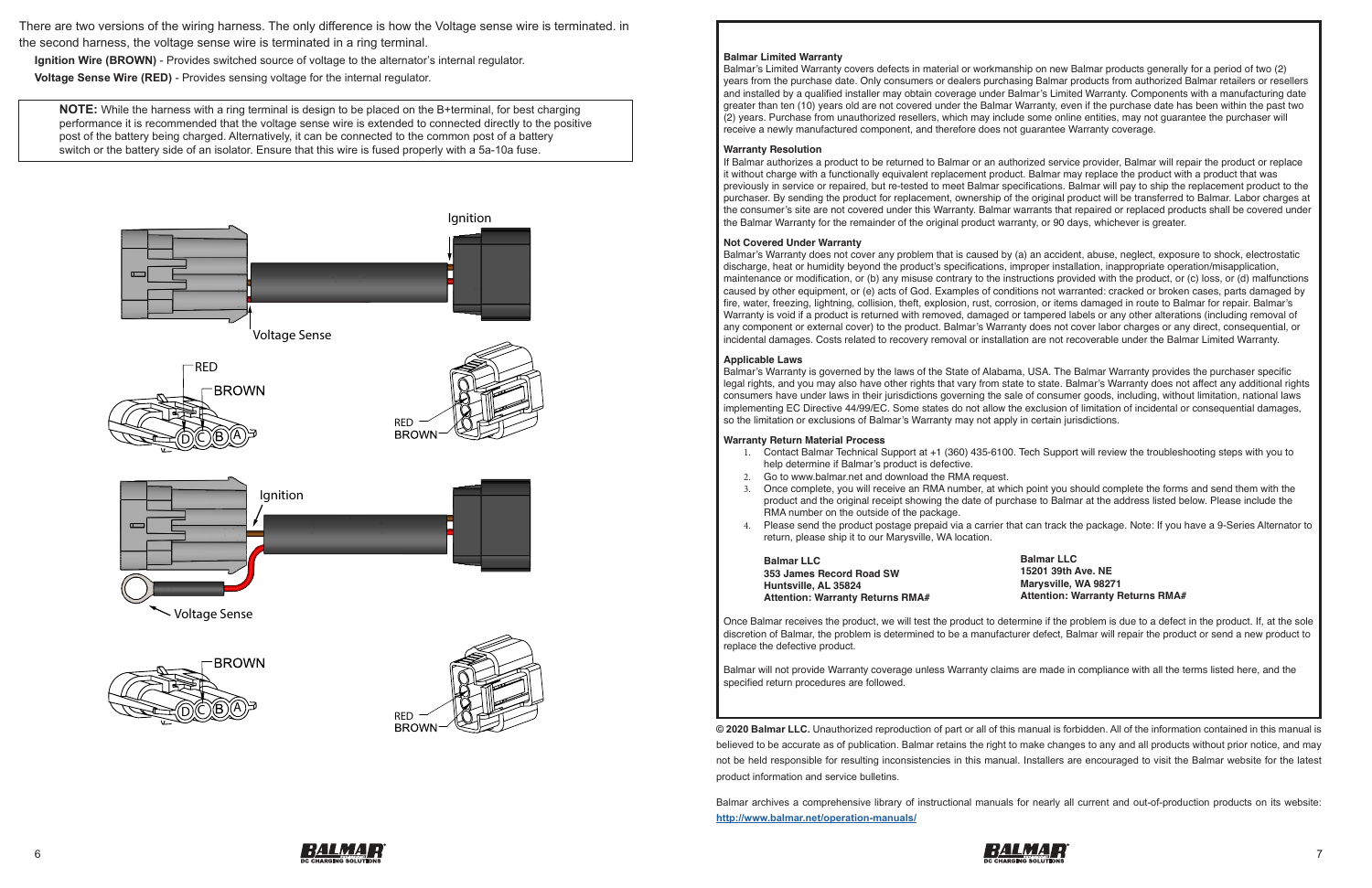There are two versions of the wiring harness. The only difference is how the Voltage sense wire is terminated. in the second harness, the voltage sense wire is terminated in a ring terminal.

**Ignition Wire (BROWN)** - Provides switched source of voltage to the alternator's internal regulator.

**Voltage Sense Wire (RED)** - Provides sensing voltage for the internal regulator.

> **NOTE:** While the harness with a ring terminal is design to be placed on the B+terminal, for best charging performance it is recommended that the voltage sense wire is extended to connected directly to the positive post of the battery being charged. Alternatively, it can be connected to the common post of a battery switch or the battery side of an isolator. Ensure that this wire is fused properly with a 5a-10a fuse.

Ignition

Voltage Sense

RED

BROWN

RED

BROWN

Ignition

Voltage Sense

BROWN

RED

BROWN

**Balmar Limited Warranty**

Balmar's Limited Warranty covers defects in material or workmanship on new Balmar products generally for a period of two (2) years from the purchase date. Only consumers or dealers purchasing Balmar products from authorized Balmar retailers or resellers and installed by a qualified installer may obtain coverage under Balmar's Limited Warranty. Components with a manufacturing date greater than ten (10) years old are not covered under the Balmar Warranty, even if the purchase date has been within the past two (2) years. Purchase from unauthorized resellers, which may include some online entities, may not guarantee the purchaser will receive a newly manufactured component, and therefore does not guarantee Warranty coverage.

**Warranty Resolution**

If Balmar authorizes a product to be returned to Balmar or an authorized service provider, Balmar will repair the product or replace it without charge with a functionally equivalent replacement product. Balmar may replace the product with a product that was previously in service or repaired, but re-tested to meet Balmar specifications. Balmar will pay to ship the replacement product to the purchaser. By sending the product for replacement, ownership of the original product will be transferred to Balmar. Labor charges at the consumer's site are not covered under this Warranty. Balmar warrants that repaired or replaced products shall be covered under the Balmar Warranty for the remainder of the original product warranty, or 90 days, whichever is greater.

**Not Covered Under Warranty**

Balmar's Warranty does not cover any problem that is caused by (a) an accident, abuse, neglect, exposure to shock, electrostatic discharge, heat or humidity beyond the product's specifications, improper installation, inappropriate operation/misapplication, maintenance or modification, or (b) any misuse contrary to the instructions provided with the product, or (c) loss, or (d) malfunctions caused by other equipment, or (e) acts of God. Examples of conditions not warranted: cracked or broken cases, parts damaged by fire, water, freezing, lightning, collision, theft, explosion, rust, corrosion, or items damaged in route to Balmar for repair. Balmar's Warranty is void if a product is returned with removed, damaged or tampered labels or any other alterations (including removal of any component or external cover) to the product. Balmar's Warranty does not cover labor charges or any direct, consequential, or incidental damages. Costs related to recovery removal or installation are not recoverable under the Balmar Limited Warranty.

**Applicable Laws**

Balmar's Warranty is governed by the laws of the State of Alabama, USA. The Balmar Warranty provides the purchaser specific legal rights, and you may also have other rights that vary from state to state. Balmar's Warranty does not affect any additional rights consumers have under laws in their jurisdictions governing the sale of consumer goods, including, without limitation, national laws implementing EC Directive 44/99/EC. Some states do not allow the exclusion of limitation of incidental or consequential damages, so the limitation or exclusions of Balmar's Warranty may not apply in certain jurisdictions.

**Warranty Return Material Process**

1. Contact Balmar Technical Support at +1 (360) 435-6100. Tech Support will review the troubleshooting steps with you to help determine if Balmar's product is defective.
2. Go to www.balmar.net and download the RMA request.
3. Once complete, you will receive an RMA number, at which point you should complete the forms and send them with the product and the original receipt showing the date of purchase to Balmar at the address listed below. Please include the RMA number on the outside of the package.
4. Please send the product postage prepaid via a carrier that can track the package. Note: If you have a 9-Series Alternator to return, please ship it to our Marysville, WA location.

**Balmar LLC**
**353 James Record Road SW**
**Huntsville, AL 35824**
**Attention: Warranty Returns RMA#**

**Balmar LLC**
**15201 39th Ave. NE**
**Marysville, WA 98271**
**Attention: Warranty Returns RMA#**

Once Balmar receives the product, we will test the product to determine if the problem is due to a defect in the product. If, at the sole discretion of Balmar, the problem is determined to be a manufacturer defect, Balmar will repair the product or send a new product to replace the defective product.

Balmar will not provide Warranty coverage unless Warranty claims are made in compliance with all the terms listed here, and the specified return procedures are followed.

**© 2020 Balmar LLC.** Unauthorized reproduction of part or all of this manual is forbidden. All of the information contained in this manual is believed to be accurate as of publication. Balmar retains the right to make changes to any and all products without prior notice, and may not be held responsible for resulting inconsistencies in this manual. Installers are encouraged to visit the Balmar website for the latest product information and service bulletins.

Balmar archives a comprehensive library of instructional manuals for nearly all current and out-of-production products on its website: http://www.balmar.net/operation-manuals/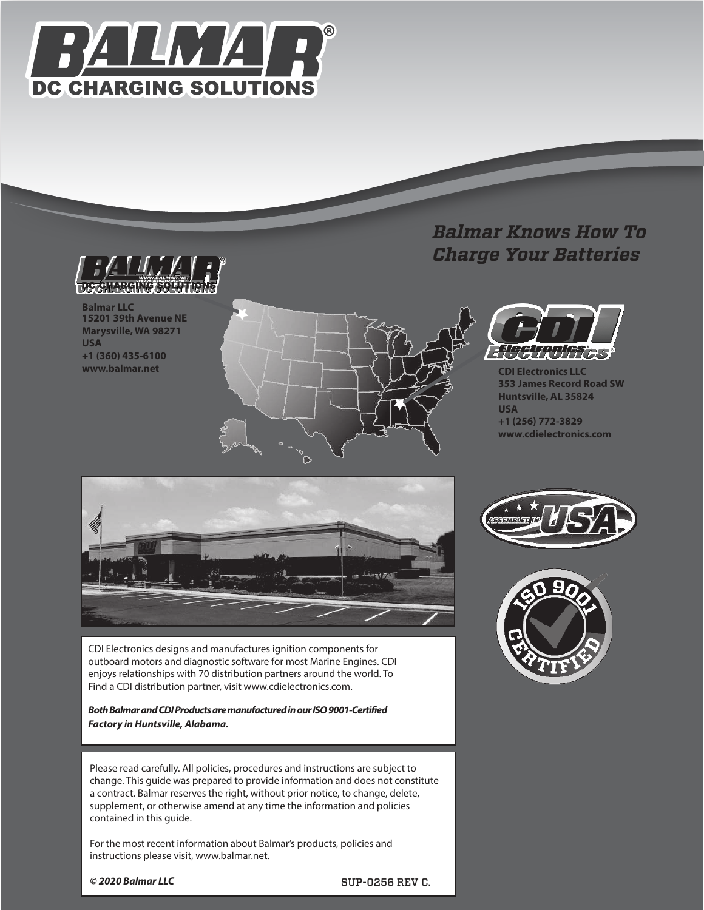# BALMAR®
## DC CHARGING SOLUTIONS

## *Balmar Knows How To Charge Your Batteries*

**Balmar LLC**
**15201 39th Avenue NE**
**Marysville, WA 98271**
**USA**
**+1 (360) 435-6100**
**www.balmar.net**

**CDI Electronics LLC**
**353 James Record Road SW**
**Huntsville, AL 35824**
**USA**
**+1 (256) 772-3829**
**www.cdielectronics.com**

CDI Electronics designs and manufactures ignition components for outboard motors and diagnostic software for most Marine Engines. CDI enjoys relationships with 70 distribution partners around the world. To Find a CDI distribution partner, visit www.cdielectronics.com.

***Both Balmar and CDI Products are manufactured in our ISO 9001-Certified Factory in Huntsville, Alabama.***

Please read carefully. All policies, procedures and instructions are subject to change. This guide was prepared to provide information and does not constitute a contract. Balmar reserves the right, without prior notice, to change, delete, supplement, or otherwise amend at any time the information and policies contained in this guide.

For the most recent information about Balmar's products, policies and instructions please visit, www.balmar.net.

***© 2020 Balmar LLC*** SUP-0256 REV C.